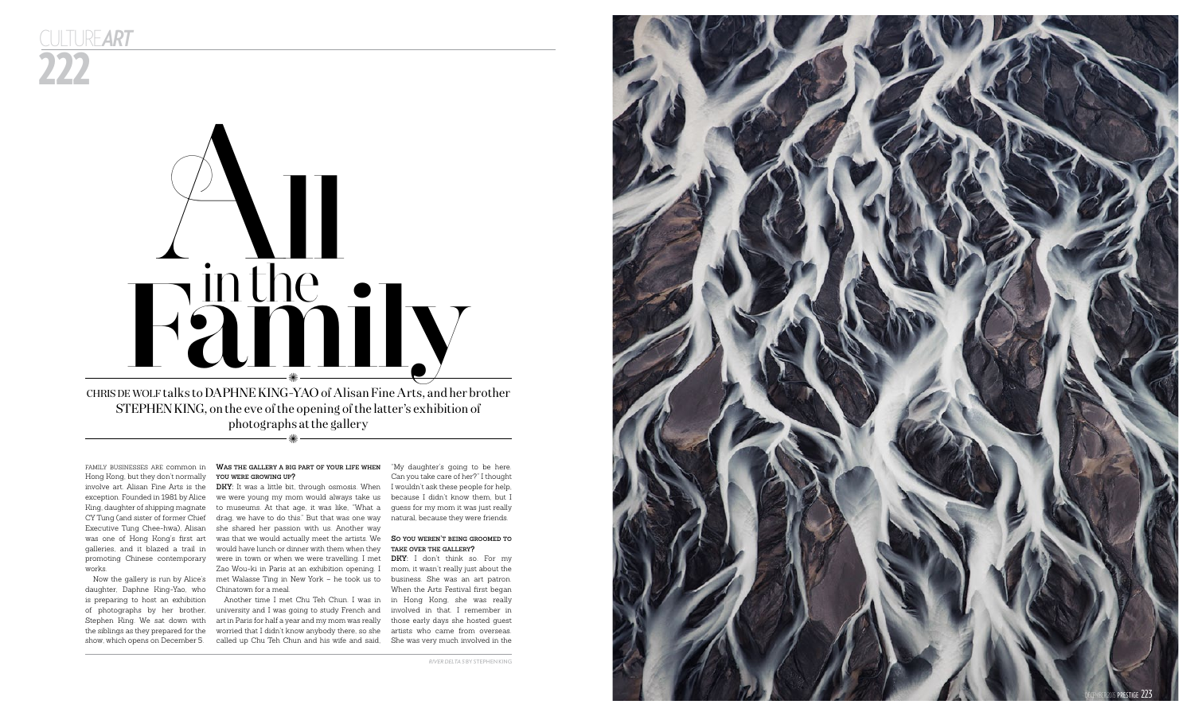# All in the Family

CHRIS DE WOLF talks to DAPHNE KING-YAO of Alisan Fine Arts, and her brother STEPHEN KING, on the eve of the opening of the latter's exhibition of photographs at the gallery

FAMILY BUSINESSES ARE common in Hong Kong, but they don't normally involve art. Alisan Fine Arts is the exception. Founded in 1981 by Alice King, daughter of shipping magnate CY Tung (and sister of former Chief Executive Tung Chee-hwa), Alisan was one of Hong Kong's first art galleries, and it blazed a trail in promoting Chinese contemporary works.

Now the gallery is run by Alice's daughter, Daphne King-Yao, who is preparing to host an exhibition of photographs by her brother, Stephen King. We sat down with the siblings as they prepared for the show, which opens on December 5.

**Was the gallery a big part of your life when you were growing up?**

**DKY:** It was a little bit, through osmosis. When we were young my mom would always take us to museums. At that age, it was like, "What a drag, we have to do this." But that was one way she shared her passion with us. Another way was that we would actually meet the artists. We would have lunch or dinner with them when they were in town or when we were travelling. I met Zao Wou-ki in Paris at an exhibition opening. I met Walasse Ting in New York – he took us to Chinatown for a meal.

Another time I met Chu Teh Chun. I was in university and I was going to study French and art in Paris for half a year and my mom was really worried that I didn't know anybody there, so she called up Chu Teh Chun and his wife and said, "My daughter's going to be here. Can you take care of her?" I thought I wouldn't ask these people for help, because I didn't know them, but I guess for my mom it was just really natural, because they were friends.

**So you weren't being groomed to take over the gallery?**

**DKY:** I don't think so. For my mom, it wasn't really just about the business. She was an art patron. When the Arts Festival first began in Hong Kong, she was really involved in that. I remember in those early days she hosted guest artists who came from overseas. She was very much involved in the

*RIVER DELTA 5 BY STEPHEN KING*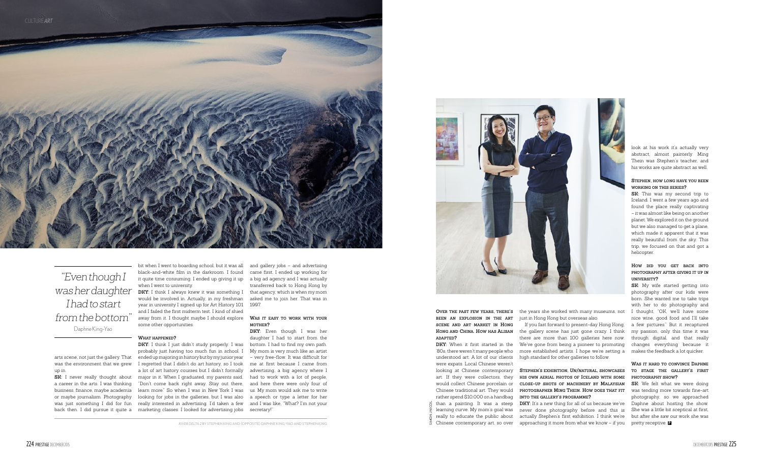*"Even though I was her daughter I had to start from the bottom"*
Daphne King-Yao

arts scene, not just the gallery. That was the environment that we grew up in.

**SK**: I never really thought about a career in the arts. I was thinking business, finance, maybe academia or maybe journalism. Photography was just something I did for fun back then. I did pursue it quite a bit when I went to boarding school, but it was all black-and-white film in the darkroom. I found it quite time consuming. I ended up giving it up when I went to university.

**DKY**: I think I always knew it was something I would be involved in. Actually, in my freshman year in university I signed up for Art History 101 and I failed the first midterm test. I kind of shied away from it. I thought maybe I should explore some other opportunities.

### What happened?

**DKY**: I think I just didn't study properly. I was probably just having too much fun in school. I ended up majoring in history but by my junior year I regretted that I didn't do art history, so I took a lot of art history courses but I didn't formally major in it. When I graduated, my parents said, "Don't come back right away. Stay out there, learn more." So when I was in New York I was looking for jobs in the galleries, but I was also really interested in advertising. I'd taken a few marketing classes. I looked for advertising jobs and gallery jobs – and advertising came first. I ended up working for a big ad agency and I was actually transferred back to Hong Kong by that agency, which is when my mom asked me to join her. That was in 1997.

### Was it easy to work with your mother?

**DKY**: Even though I was her daughter I had to start from the bottom. I had to find my own path. My mom is very much like an artist – very free-flow. It was difficult for me at first because I came from advertising, a big agency where I had to work with a lot of people, and here there were only four of us. My mom would ask me to write a speech or type a letter for her and I was like, "What? I'm not your secretary!"

*RIVER DELTA 2 BY STEPHEN KING AND (OPPOSITE) DAPHNE KING-YAO AND STEPHEN KING*

SIMON NICOL

### Over the past few years, there's been an explosion in the art scene and art market in Hong Kong and China. How has Alisan adapted?

**DKY**: When it first started in the '80s, there weren't many people who understood art. A lot of our clients were expats. Local Chinese weren't looking at Chinese contemporary art. If they were collectors, they would collect Chinese porcelain or Chinese traditional art. They would rather spend $10,000 on a handbag than a painting. It was a steep learning curve. My mom's goal was really to educate the public about Chinese contemporary art, so over the years she worked with many museums, not just in Hong Kong but overseas also.

If you fast forward to present-day Hong Kong, the gallery scene has just gone crazy. I think there are more than 100 galleries here now. We've gone from being a pioneer to promoting more established artists. I hope we're setting a high standard for other galleries to follow.

### Stephen's exhibition, *Un/natural*, showcases his own aerial photos of Iceland with some close-up shots of machinery by Malaysian photographer Ming Thein. How does that fit into the gallery's programme?

**DKY**: It's a new thing for all of us because we've never done photography before and this is actually Stephen's first exhibition. I think we're approaching it more from what we know – if you look at his work it's actually very abstract, almost painterly. Ming Thein was Stephen's teacher, and his works are quite abstract as well.

### Stephen, how long have you been working on this series?

**SK**: This was my second trip to Iceland. I went a few years ago and found the place really captivating – it was almost like being on another planet. We explored it on the ground but we also managed to get a plane, which made it apparent that it was really beautiful from the sky. This trip, we focused on that and got a helicopter.

### How did you get back into photography after giving it up in university?

**SK**: My wife started getting into photography after our kids were born. She wanted me to take trips with her to do photography and I thought, "OK, we'll have some nice wine, good food and I'll take a few pictures." But it recaptured my passion, only this time it was through digital, and that really changes everything because it makes the feedback a lot quicker.

### Was it hard to convince Daphne to stage the gallery's first photography show?

**SK**: We felt what we were doing was tending more towards fine-art photography, so we approached Daphne about hosting the show. She was a little bit sceptical at first, but after she saw our work she was pretty receptive.